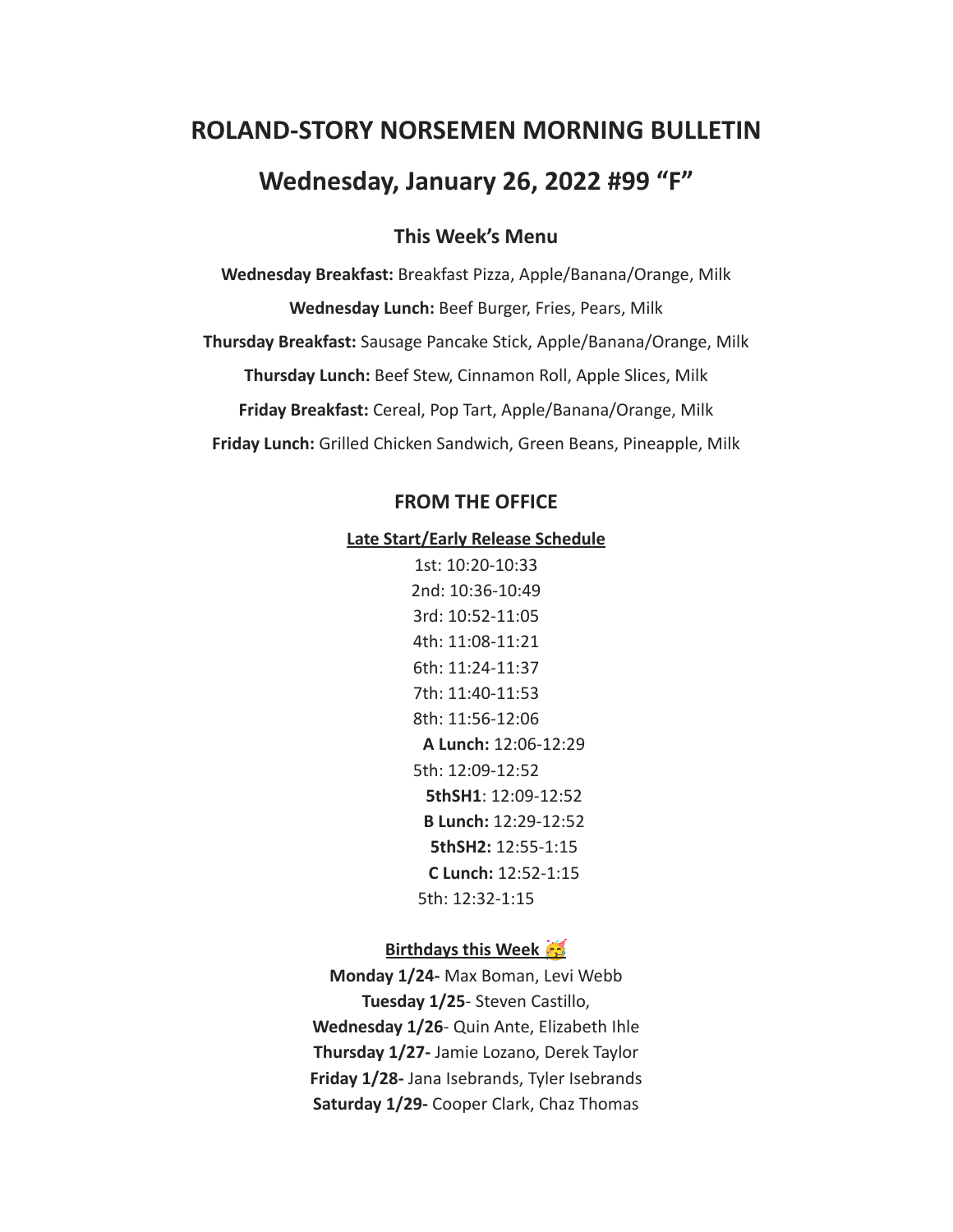# ROLAND-STORY NORSEMEN MORNING BULLETIN

## Wednesday, January 26, 2022 #99 "F"

### This Week's Menu

**Wednesday Breakfast:** Breakfast Pizza, Apple/Banana/Orange, Milk

**Wednesday Lunch:** Beef Burger, Fries, Pears, Milk

**Thursday Breakfast:** Sausage Pancake Stick, Apple/Banana/Orange, Milk

**Thursday Lunch:** Beef Stew, Cinnamon Roll, Apple Slices, Milk

**Friday Breakfast:** Cereal, Pop Tart, Apple/Banana/Orange, Milk

**Friday Lunch:** Grilled Chicken Sandwich, Green Beans, Pineapple, Milk

### FROM THE OFFICE

**Late Start/Early Release Schedule**

1st: 10:20-10:33
2nd: 10:36-10:49
3rd: 10:52-11:05
4th: 11:08-11:21
6th: 11:24-11:37
7th: 11:40-11:53
8th: 11:56-12:06
**A Lunch:** 12:06-12:29
5th: 12:09-12:52
**5thSH1**: 12:09-12:52
**B Lunch:** 12:29-12:52
**5thSH2:** 12:55-1:15
**C Lunch:** 12:52-1:15
5th: 12:32-1:15

**Birthdays this Week 🥳**

**Monday 1/24-** Max Boman, Levi Webb
**Tuesday 1/25**- Steven Castillo,
**Wednesday 1/26**- Quin Ante, Elizabeth Ihle
**Thursday 1/27-** Jamie Lozano, Derek Taylor
**Friday 1/28-** Jana Isebrands, Tyler Isebrands
**Saturday 1/29-** Cooper Clark, Chaz Thomas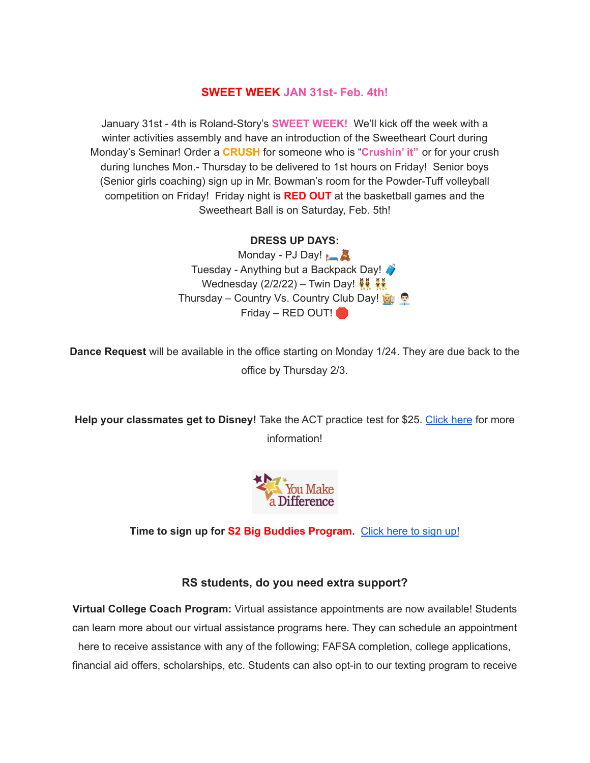## SWEET WEEK JAN 31st- Feb. 4th!

January 31st - 4th is Roland-Story's **SWEET WEEK!** We'll kick off the week with a winter activities assembly and have an introduction of the Sweetheart Court during Monday's Seminar! Order a **CRUSH** for someone who is **"Crushin' it"** or for your crush during lunches Mon.- Thursday to be delivered to 1st hours on Friday! Senior boys (Senior girls coaching) sign up in Mr. Bowman's room for the Powder-Tuff volleyball competition on Friday! Friday night is **RED OUT** at the basketball games and the Sweetheart Ball is on Saturday, Feb. 5th!

**DRESS UP DAYS:**

Monday - PJ Day! 🛏️🧸
Tuesday - Anything but a Backpack Day! 🧳
Wednesday (2/2/22) – Twin Day! 👯 👯
Thursday – Country Vs. Country Club Day! 👩‍🌾 👨‍💼
Friday – RED OUT! 🛑

**Dance Request** will be available in the office starting on Monday 1/24. They are due back to the office by Thursday 2/3.

**Help your classmates get to Disney!** Take the ACT practice test for $25. Click here for more information!

You Make a Difference

**Time to sign up for S2 Big Buddies Program.** Click here to sign up!

### RS students, do you need extra support?

**Virtual College Coach Program:** Virtual assistance appointments are now available! Students can learn more about our virtual assistance programs here. They can schedule an appointment here to receive assistance with any of the following; FAFSA completion, college applications, financial aid offers, scholarships, etc. Students can also opt-in to our texting program to receive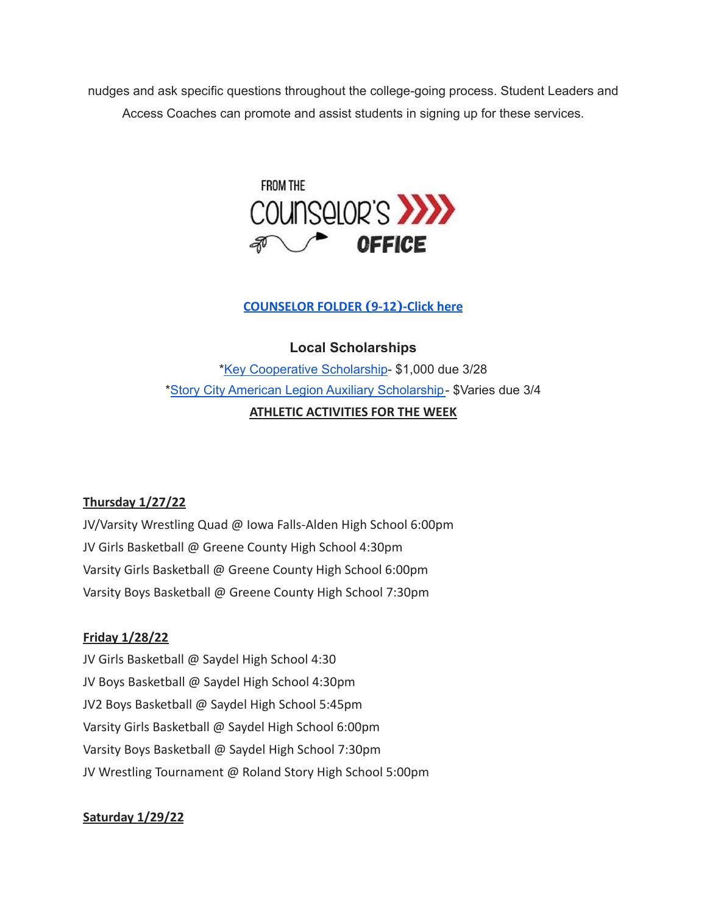nudges and ask specific questions throughout the college-going process. Student Leaders and Access Coaches can promote and assist students in signing up for these services.

FROM THE COUNSELOR'S OFFICE

**COUNSELOR FOLDER (9-12)-Click here**

### Local Scholarships

*Key Cooperative Scholarship- $1,000 due 3/28
*Story City American Legion Auxiliary Scholarship - $Varies due 3/4

**ATHLETIC ACTIVITIES FOR THE WEEK**

**Thursday 1/27/22**

JV/Varsity Wrestling Quad @ Iowa Falls-Alden High School 6:00pm
JV Girls Basketball @ Greene County High School 4:30pm
Varsity Girls Basketball @ Greene County High School 6:00pm
Varsity Boys Basketball @ Greene County High School 7:30pm

**Friday 1/28/22**

JV Girls Basketball @ Saydel High School 4:30
JV Boys Basketball @ Saydel High School 4:30pm
JV2 Boys Basketball @ Saydel High School 5:45pm
Varsity Girls Basketball @ Saydel High School 6:00pm
Varsity Boys Basketball @ Saydel High School 7:30pm
JV Wrestling Tournament @ Roland Story High School 5:00pm

**Saturday 1/29/22**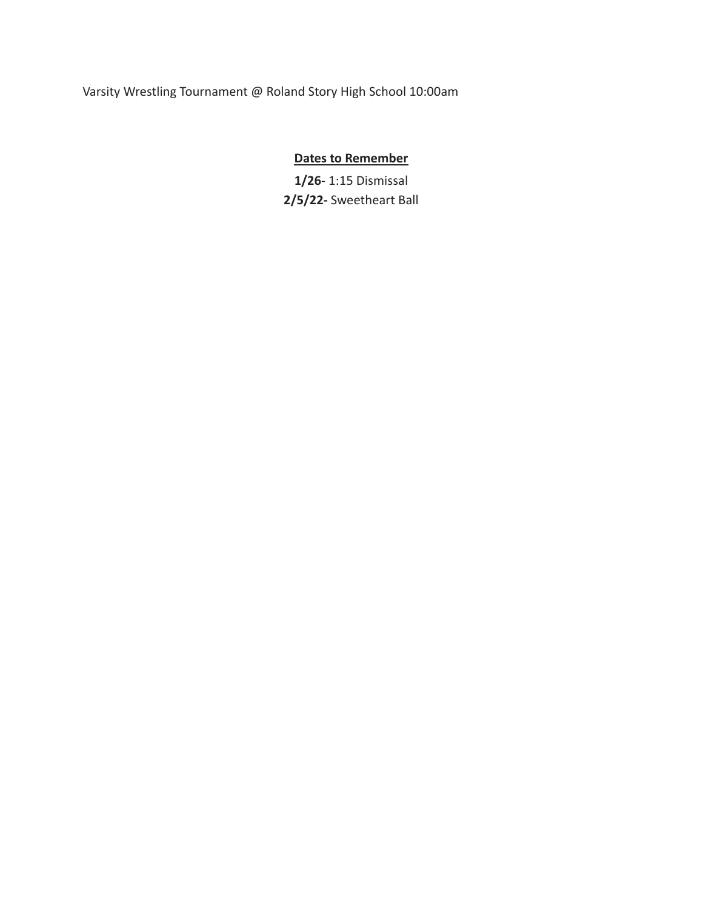Varsity Wrestling Tournament @ Roland Story High School 10:00am

**Dates to Remember**

**1/26**- 1:15 Dismissal

**2/5/22-** Sweetheart Ball